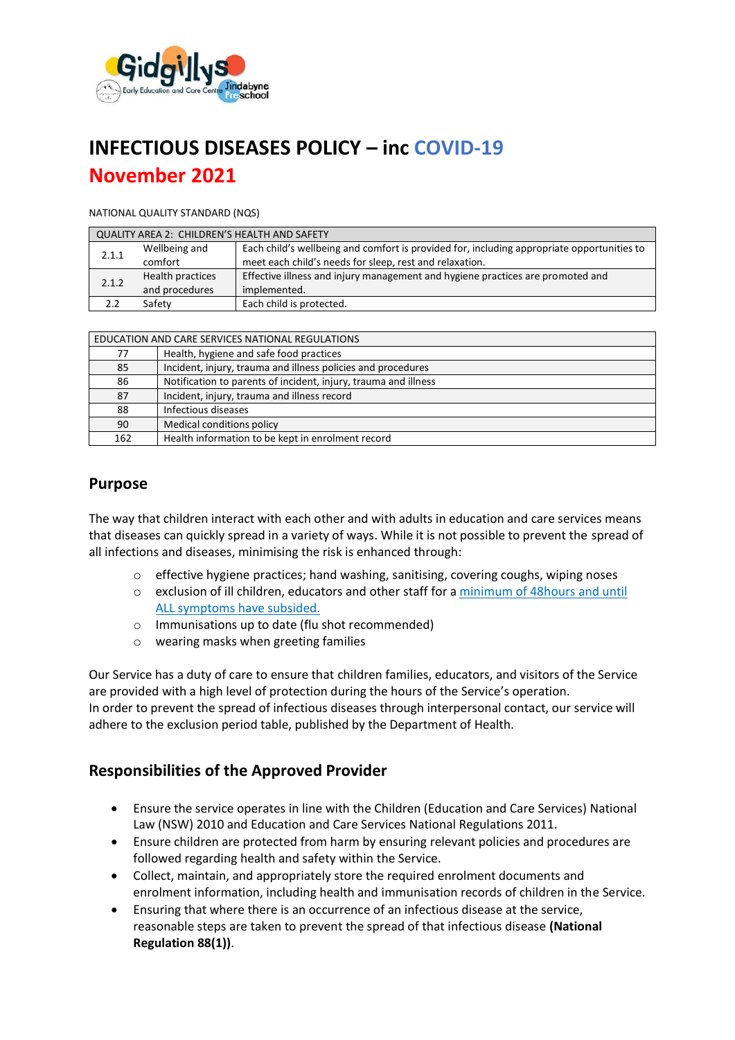# INFECTIOUS DISEASES POLICY – inc COVID-19

## November 2021

NATIONAL QUALITY STANDARD (NQS)

| QUALITY AREA 2: CHILDREN'S HEALTH AND SAFETY | | |
|---|---|---|
| 2.1.1 | Wellbeing and comfort | Each child's wellbeing and comfort is provided for, including appropriate opportunities to meet each child's needs for sleep, rest and relaxation. |
| 2.1.2 | Health practices and procedures | Effective illness and injury management and hygiene practices are promoted and implemented. |
| 2.2 | Safety | Each child is protected. |

| EDUCATION AND CARE SERVICES NATIONAL REGULATIONS | |
|---|---|
| 77 | Health, hygiene and safe food practices |
| 85 | Incident, injury, trauma and illness policies and procedures |
| 86 | Notification to parents of incident, injury, trauma and illness |
| 87 | Incident, injury, trauma and illness record |
| 88 | Infectious diseases |
| 90 | Medical conditions policy |
| 162 | Health information to be kept in enrolment record |

## Purpose

The way that children interact with each other and with adults in education and care services means that diseases can quickly spread in a variety of ways. While it is not possible to prevent the spread of all infections and diseases, minimising the risk is enhanced through:

- effective hygiene practices; hand washing, sanitising, covering coughs, wiping noses
- exclusion of ill children, educators and other staff for a minimum of 48hours and until ALL symptoms have subsided.
- Immunisations up to date (flu shot recommended)
- wearing masks when greeting families

Our Service has a duty of care to ensure that children families, educators, and visitors of the Service are provided with a high level of protection during the hours of the Service's operation.
In order to prevent the spread of infectious diseases through interpersonal contact, our service will adhere to the exclusion period table, published by the Department of Health.

## Responsibilities of the Approved Provider

- Ensure the service operates in line with the Children (Education and Care Services) National Law (NSW) 2010 and Education and Care Services National Regulations 2011.
- Ensure children are protected from harm by ensuring relevant policies and procedures are followed regarding health and safety within the Service.
- Collect, maintain, and appropriately store the required enrolment documents and enrolment information, including health and immunisation records of children in the Service.
- Ensuring that where there is an occurrence of an infectious disease at the service, reasonable steps are taken to prevent the spread of that infectious disease **(National Regulation 88(1))**.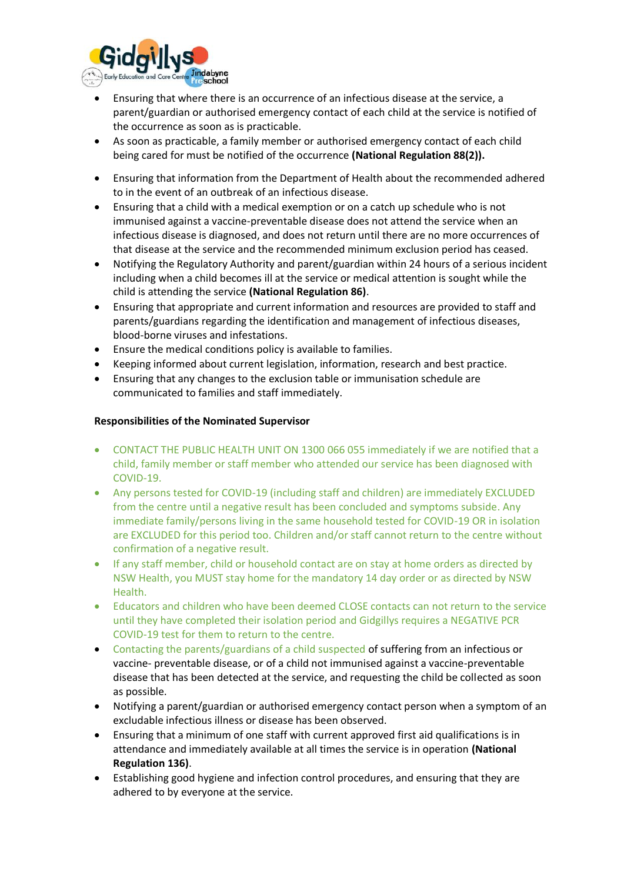- Ensuring that where there is an occurrence of an infectious disease at the service, a parent/guardian or authorised emergency contact of each child at the service is notified of the occurrence as soon as is practicable.
- As soon as practicable, a family member or authorised emergency contact of each child being cared for must be notified of the occurrence **(National Regulation 88(2)).**
- Ensuring that information from the Department of Health about the recommended adhered to in the event of an outbreak of an infectious disease.
- Ensuring that a child with a medical exemption or on a catch up schedule who is not immunised against a vaccine-preventable disease does not attend the service when an infectious disease is diagnosed, and does not return until there are no more occurrences of that disease at the service and the recommended minimum exclusion period has ceased.
- Notifying the Regulatory Authority and parent/guardian within 24 hours of a serious incident including when a child becomes ill at the service or medical attention is sought while the child is attending the service **(National Regulation 86)**.
- Ensuring that appropriate and current information and resources are provided to staff and parents/guardians regarding the identification and management of infectious diseases, blood-borne viruses and infestations.
- Ensure the medical conditions policy is available to families.
- Keeping informed about current legislation, information, research and best practice.
- Ensuring that any changes to the exclusion table or immunisation schedule are communicated to families and staff immediately.

**Responsibilities of the Nominated Supervisor**

- CONTACT THE PUBLIC HEALTH UNIT ON 1300 066 055 immediately if we are notified that a child, family member or staff member who attended our service has been diagnosed with COVID-19.
- Any persons tested for COVID-19 (including staff and children) are immediately EXCLUDED from the centre until a negative result has been concluded and symptoms subside. Any immediate family/persons living in the same household tested for COVID-19 OR in isolation are EXCLUDED for this period too. Children and/or staff cannot return to the centre without confirmation of a negative result.
- If any staff member, child or household contact are on stay at home orders as directed by NSW Health, you MUST stay home for the mandatory 14 day order or as directed by NSW Health.
- Educators and children who have been deemed CLOSE contacts can not return to the service until they have completed their isolation period and Gidgillys requires a NEGATIVE PCR COVID-19 test for them to return to the centre.
- Contacting the parents/guardians of a child suspected of suffering from an infectious or vaccine- preventable disease, or of a child not immunised against a vaccine-preventable disease that has been detected at the service, and requesting the child be collected as soon as possible.
- Notifying a parent/guardian or authorised emergency contact person when a symptom of an excludable infectious illness or disease has been observed.
- Ensuring that a minimum of one staff with current approved first aid qualifications is in attendance and immediately available at all times the service is in operation **(National Regulation 136)**.
- Establishing good hygiene and infection control procedures, and ensuring that they are adhered to by everyone at the service.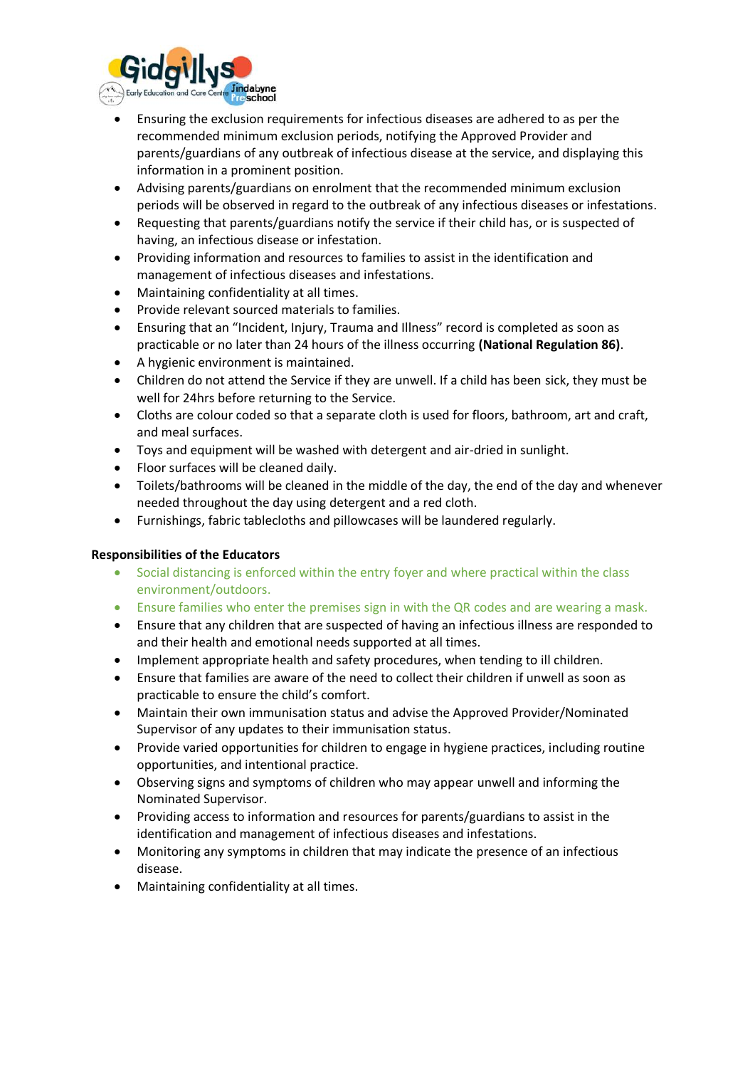- Ensuring the exclusion requirements for infectious diseases are adhered to as per the recommended minimum exclusion periods, notifying the Approved Provider and parents/guardians of any outbreak of infectious disease at the service, and displaying this information in a prominent position.
- Advising parents/guardians on enrolment that the recommended minimum exclusion periods will be observed in regard to the outbreak of any infectious diseases or infestations.
- Requesting that parents/guardians notify the service if their child has, or is suspected of having, an infectious disease or infestation.
- Providing information and resources to families to assist in the identification and management of infectious diseases and infestations.
- Maintaining confidentiality at all times.
- Provide relevant sourced materials to families.
- Ensuring that an "Incident, Injury, Trauma and Illness" record is completed as soon as practicable or no later than 24 hours of the illness occurring **(National Regulation 86)**.
- A hygienic environment is maintained.
- Children do not attend the Service if they are unwell. If a child has been sick, they must be well for 24hrs before returning to the Service.
- Cloths are colour coded so that a separate cloth is used for floors, bathroom, art and craft, and meal surfaces.
- Toys and equipment will be washed with detergent and air-dried in sunlight.
- Floor surfaces will be cleaned daily.
- Toilets/bathrooms will be cleaned in the middle of the day, the end of the day and whenever needed throughout the day using detergent and a red cloth.
- Furnishings, fabric tablecloths and pillowcases will be laundered regularly.

**Responsibilities of the Educators**

- Social distancing is enforced within the entry foyer and where practical within the class environment/outdoors.
- Ensure families who enter the premises sign in with the QR codes and are wearing a mask.
- Ensure that any children that are suspected of having an infectious illness are responded to and their health and emotional needs supported at all times.
- Implement appropriate health and safety procedures, when tending to ill children.
- Ensure that families are aware of the need to collect their children if unwell as soon as practicable to ensure the child's comfort.
- Maintain their own immunisation status and advise the Approved Provider/Nominated Supervisor of any updates to their immunisation status.
- Provide varied opportunities for children to engage in hygiene practices, including routine opportunities, and intentional practice.
- Observing signs and symptoms of children who may appear unwell and informing the Nominated Supervisor.
- Providing access to information and resources for parents/guardians to assist in the identification and management of infectious diseases and infestations.
- Monitoring any symptoms in children that may indicate the presence of an infectious disease.
- Maintaining confidentiality at all times.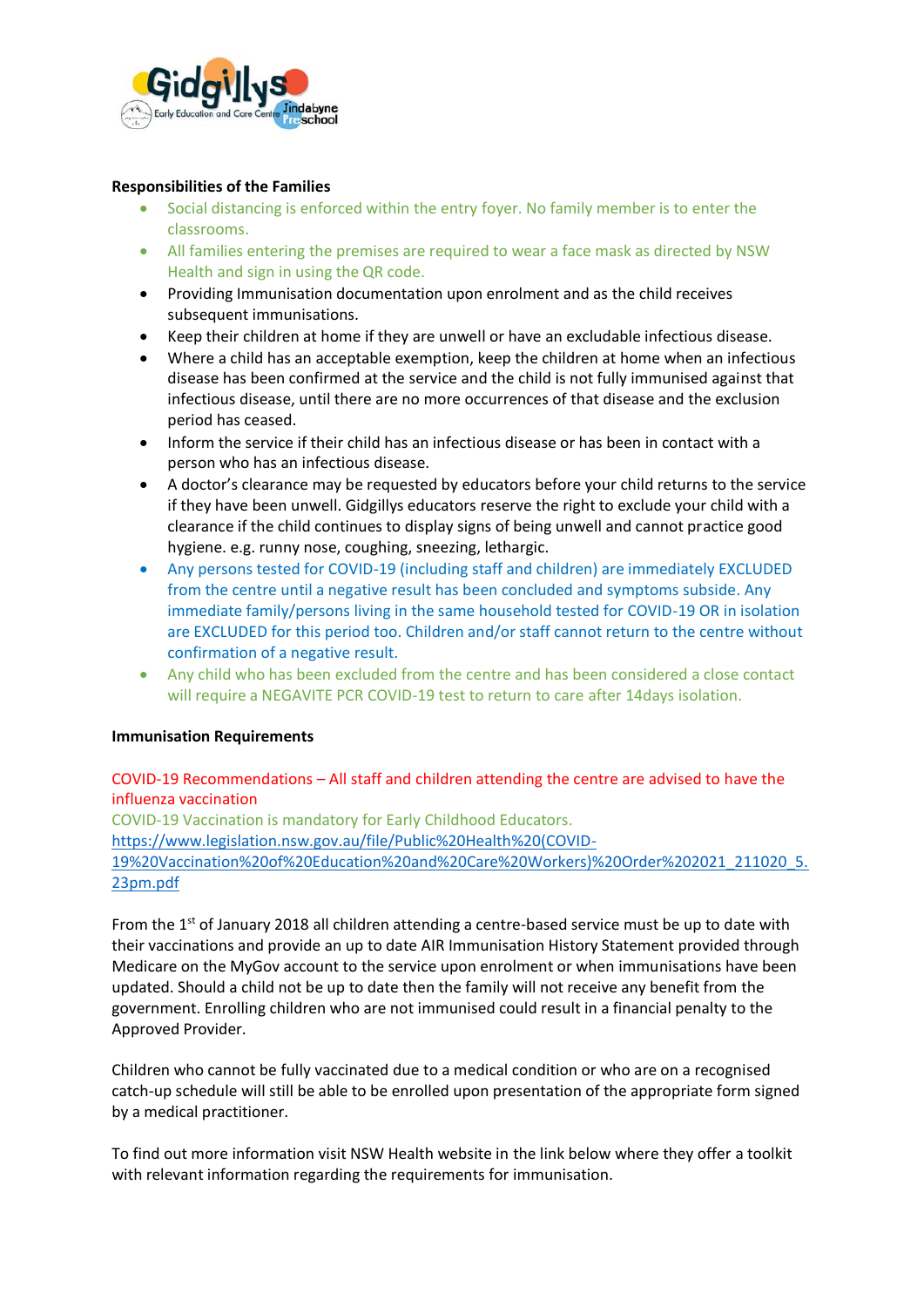**Responsibilities of the Families**

- Social distancing is enforced within the entry foyer. No family member is to enter the classrooms.
- All families entering the premises are required to wear a face mask as directed by NSW Health and sign in using the QR code.
- Providing Immunisation documentation upon enrolment and as the child receives subsequent immunisations.
- Keep their children at home if they are unwell or have an excludable infectious disease.
- Where a child has an acceptable exemption, keep the children at home when an infectious disease has been confirmed at the service and the child is not fully immunised against that infectious disease, until there are no more occurrences of that disease and the exclusion period has ceased.
- Inform the service if their child has an infectious disease or has been in contact with a person who has an infectious disease.
- A doctor's clearance may be requested by educators before your child returns to the service if they have been unwell. Gidgillys educators reserve the right to exclude your child with a clearance if the child continues to display signs of being unwell and cannot practice good hygiene. e.g. runny nose, coughing, sneezing, lethargic.
- Any persons tested for COVID-19 (including staff and children) are immediately EXCLUDED from the centre until a negative result has been concluded and symptoms subside. Any immediate family/persons living in the same household tested for COVID-19 OR in isolation are EXCLUDED for this period too. Children and/or staff cannot return to the centre without confirmation of a negative result.
- Any child who has been excluded from the centre and has been considered a close contact will require a NEGAVITE PCR COVID-19 test to return to care after 14days isolation.

**Immunisation Requirements**

COVID-19 Recommendations – All staff and children attending the centre are advised to have the influenza vaccination
COVID-19 Vaccination is mandatory for Early Childhood Educators.
https://www.legislation.nsw.gov.au/file/Public%20Health%20(COVID-19%20Vaccination%20of%20Education%20and%20Care%20Workers)%20Order%202021_211020_5.23pm.pdf

From the 1st of January 2018 all children attending a centre-based service must be up to date with their vaccinations and provide an up to date AIR Immunisation History Statement provided through Medicare on the MyGov account to the service upon enrolment or when immunisations have been updated. Should a child not be up to date then the family will not receive any benefit from the government. Enrolling children who are not immunised could result in a financial penalty to the Approved Provider.

Children who cannot be fully vaccinated due to a medical condition or who are on a recognised catch-up schedule will still be able to be enrolled upon presentation of the appropriate form signed by a medical practitioner.

To find out more information visit NSW Health website in the link below where they offer a toolkit with relevant information regarding the requirements for immunisation.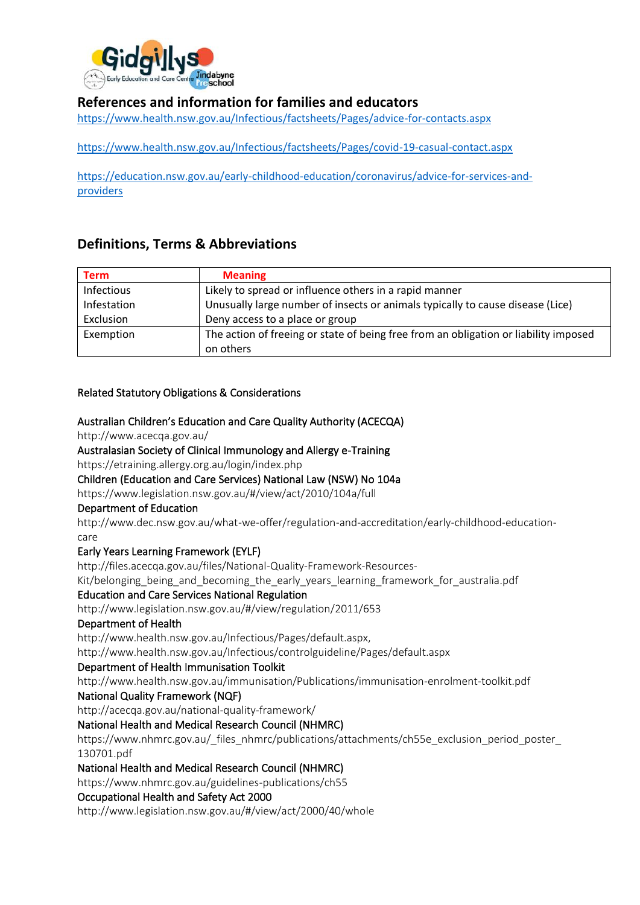## References and information for families and educators

https://www.health.nsw.gov.au/Infectious/factsheets/Pages/advice-for-contacts.aspx

https://www.health.nsw.gov.au/Infectious/factsheets/Pages/covid-19-casual-contact.aspx

https://education.nsw.gov.au/early-childhood-education/coronavirus/advice-for-services-and-providers

## Definitions, Terms & Abbreviations

| Term | Meaning |
|---|---|
| Infectious | Likely to spread or influence others in a rapid manner |
| Infestation | Unusually large number of insects or animals typically to cause disease (Lice) |
| Exclusion | Deny access to a place or group |
| Exemption | The action of freeing or state of being free from an obligation or liability imposed on others |

Related Statutory Obligations & Considerations

Australian Children's Education and Care Quality Authority (ACECQA)
http://www.acecqa.gov.au/

Australasian Society of Clinical Immunology and Allergy e-Training
https://etraining.allergy.org.au/login/index.php

Children (Education and Care Services) National Law (NSW) No 104a
https://www.legislation.nsw.gov.au/#/view/act/2010/104a/full

Department of Education
http://www.dec.nsw.gov.au/what-we-offer/regulation-and-accreditation/early-childhood-education-care

Early Years Learning Framework (EYLF)
http://files.acecqa.gov.au/files/National-Quality-Framework-Resources-Kit/belonging_being_and_becoming_the_early_years_learning_framework_for_australia.pdf

Education and Care Services National Regulation
http://www.legislation.nsw.gov.au/#/view/regulation/2011/653

Department of Health
http://www.health.nsw.gov.au/Infectious/Pages/default.aspx,
http://www.health.nsw.gov.au/Infectious/controlguideline/Pages/default.aspx

Department of Health Immunisation Toolkit
http://www.health.nsw.gov.au/immunisation/Publications/immunisation-enrolment-toolkit.pdf

National Quality Framework (NQF)
http://acecqa.gov.au/national-quality-framework/

National Health and Medical Research Council (NHMRC)
https://www.nhmrc.gov.au/_files_nhmrc/publications/attachments/ch55e_exclusion_period_poster_130701.pdf

National Health and Medical Research Council (NHMRC)
https://www.nhmrc.gov.au/guidelines-publications/ch55

Occupational Health and Safety Act 2000
http://www.legislation.nsw.gov.au/#/view/act/2000/40/whole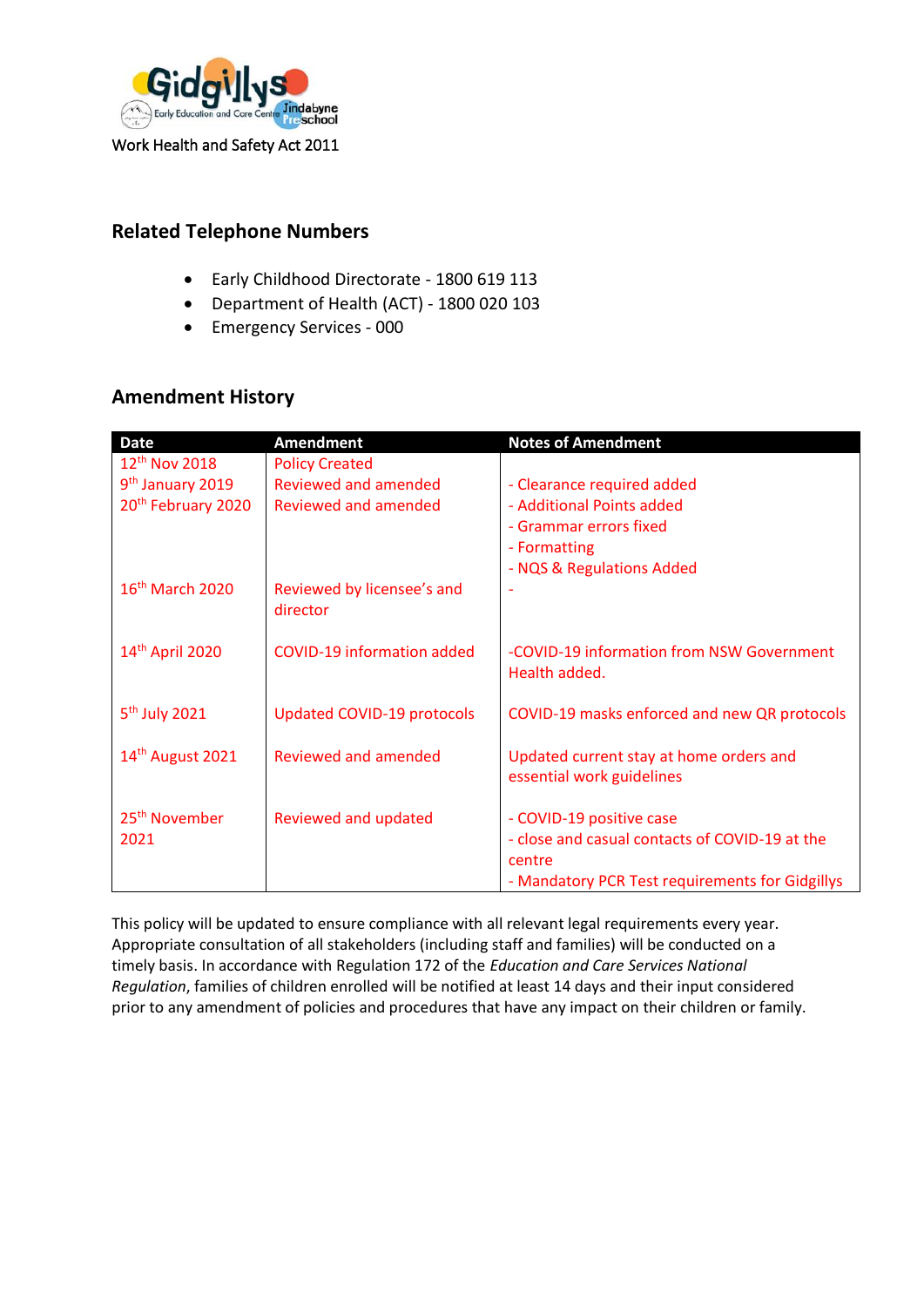Work Health and Safety Act 2011

## Related Telephone Numbers

- Early Childhood Directorate - 1800 619 113
- Department of Health (ACT) - 1800 020 103
- Emergency Services - 000

## Amendment History

| Date | Amendment | Notes of Amendment |
|---|---|---|
| 12th Nov 2018 | Policy Created | |
| 9th January 2019 | Reviewed and amended | - Clearance required added |
| 20th February 2020 | Reviewed and amended | - Additional Points added<br>- Grammar errors fixed<br>- Formatting<br>- NQS & Regulations Added |
| 16th March 2020 | Reviewed by licensee's and director | - |
| 14th April 2020 | COVID-19 information added | -COVID-19 information from NSW Government Health added. |
| 5th July 2021 | Updated COVID-19 protocols | COVID-19 masks enforced and new QR protocols |
| 14th August 2021 | Reviewed and amended | Updated current stay at home orders and essential work guidelines |
| 25th November 2021 | Reviewed and updated | - COVID-19 positive case<br>- close and casual contacts of COVID-19 at the centre<br>- Mandatory PCR Test requirements for Gidgillys |

This policy will be updated to ensure compliance with all relevant legal requirements every year. Appropriate consultation of all stakeholders (including staff and families) will be conducted on a timely basis. In accordance with Regulation 172 of the *Education and Care Services National Regulation*, families of children enrolled will be notified at least 14 days and their input considered prior to any amendment of policies and procedures that have any impact on their children or family.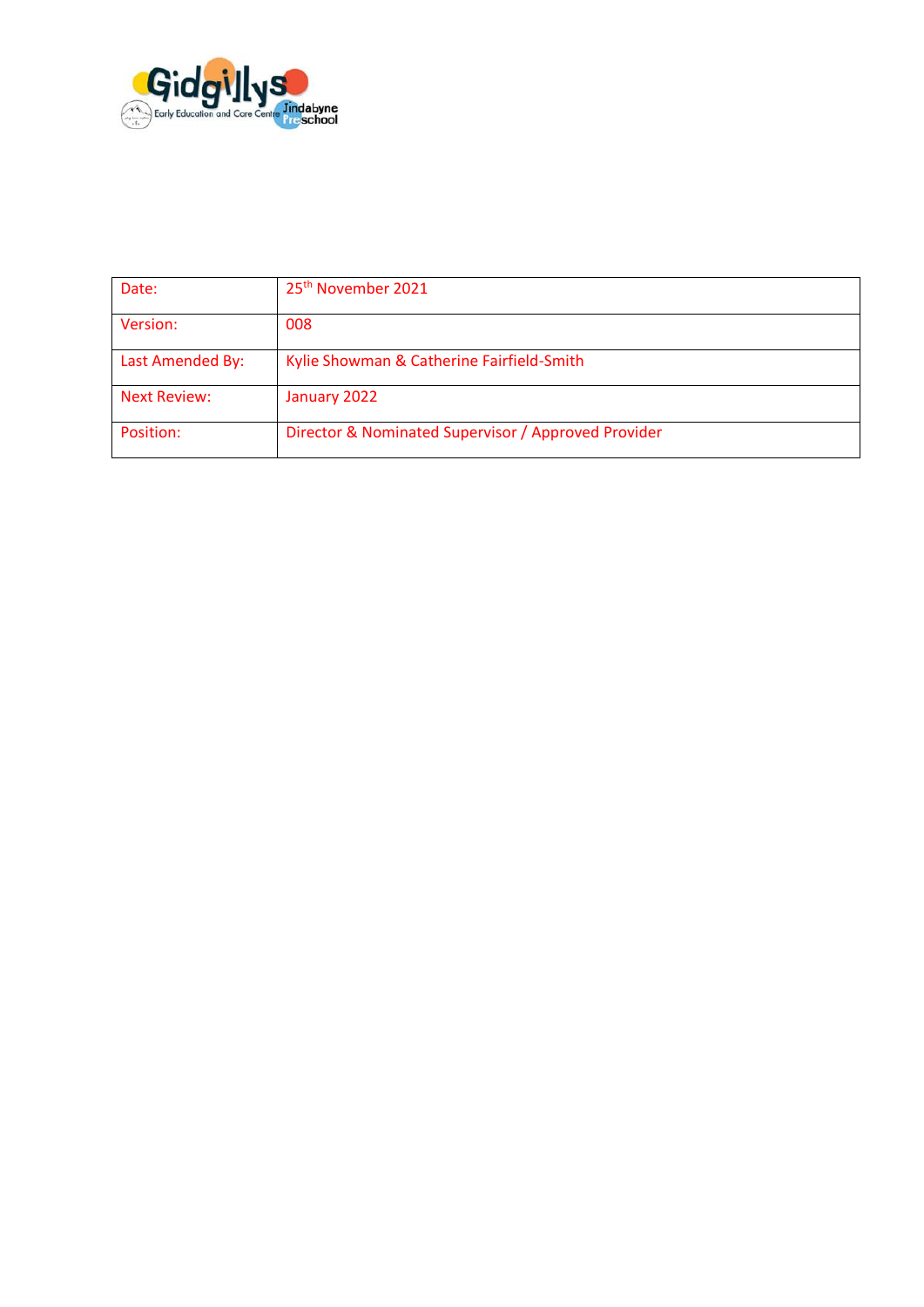| | |
|---|---|
| Date: | 25th November 2021 |
| Version: | 008 |
| Last Amended By: | Kylie Showman & Catherine Fairfield-Smith |
| Next Review: | January 2022 |
| Position: | Director & Nominated Supervisor / Approved Provider |